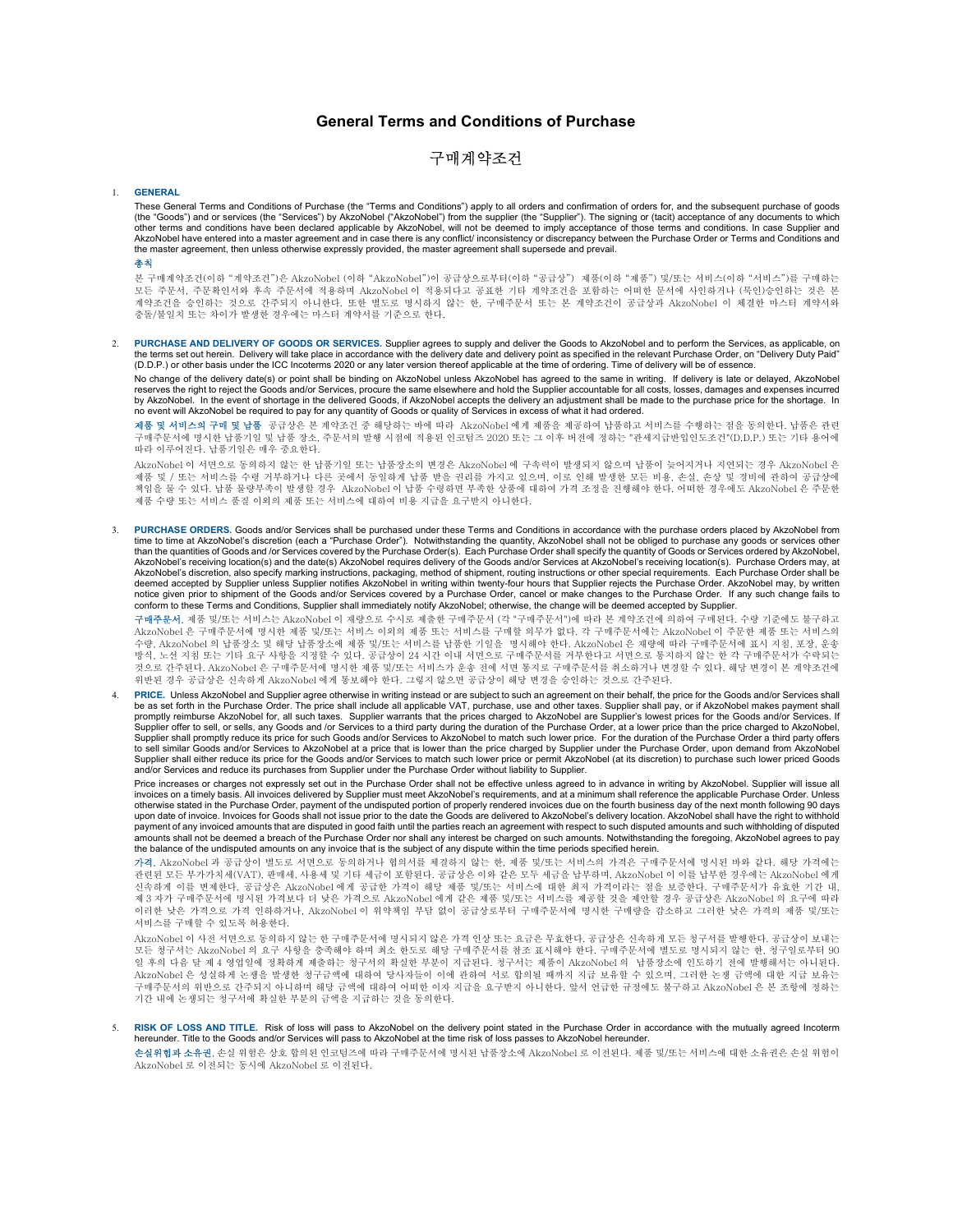# General Terms and Conditions of Purchase

# 구매계약조건

1. **GENERAL**

These General Terms and Conditions of Purchase (the "Terms and Conditions") apply to all orders and confirmation of orders for, and the subsequent purchase of goods (the "Goods") and or services (the "Services") by AkzoNobel ("AkzoNobel") from the supplier (the "Supplier"). The signing or (tacit) acceptance of any documents to which other terms and conditions have been declared applicable by AkzoNobel, will not be deemed to imply acceptance of those terms and conditions. In case Supplier and AkzoNobel have entered into a master agreement and in case there is any conflict/ inconsistency or discrepancy between the Purchase Order or Terms and Conditions and the master agreement, then unless otherwise expressly provided, the master agreement shall supersede and prevail.

**총칙**

본 구매계약조건(이하 "계약조건")은 AkzoNobel (이하 "AkzoNobel")이 공급상으로부터(이하 "공급상") 제품(이하 "제품") 및/또는 서비스(이하 "서비스")를 구매하는 모든 주문서, 주문확인서와 후속 주문서에 적용하며 AkzoNobel 이 적용되다고 공표한 기타 계약조건을 포함하는 어떠한 문서에 사인하거나 (묵인)승인하는 것은 본 계약조건을 승인하는 것으로 간주되지 아니한다. 또한 별도로 명시하지 않는 한, 구매주문서 또는 본 계약조건이 공급상과 AkzoNobel 이 체결한 마스터 계약서와 충돌/불일치 또는 차이가 발생한 경우에는 마스터 계약서를 기준으로 한다.

2. **PURCHASE AND DELIVERY OF GOODS OR SERVICES.** Supplier agrees to supply and deliver the Goods to AkzoNobel and to perform the Services, as applicable, on the terms set out herein. Delivery will take place in accordance with the delivery date and delivery point as specified in the relevant Purchase Order, on "Delivery Duty Paid" (D.D.P.) or other basis under the ICC Incoterms 2020 or any later version thereof applicable at the time of ordering. Time of delivery will be of essence.

No change of the delivery date(s) or point shall be binding on AkzoNobel unless AkzoNobel has agreed to the same in writing. If delivery is late or delayed, AkzoNobel reserves the right to reject the Goods and/or Services, procure the same elsewhere and hold the Supplier accountable for all costs, losses, damages and expenses incurred by AkzoNobel. In the event of shortage in the delivered Goods, if AkzoNobel accepts the delivery an adjustment shall be made to the purchase price for the shortage. In no event will AkzoNobel be required to pay for any quantity of Goods or quality of Services in excess of what it had ordered.

**제품 및 서비스의 구매 및 납품** 공급상은 본 계약조건 중 해당하는 바에 따라 AkzoNobel 에게 제품을 제공하여 납품하고 서비스를 수행하는 점을 동의한다. 납품은 관련 구매주문서에 명시한 납품기일 및 납품 장소, 주문서의 발행 시점에 적용된 인코텀즈 2020 또는 그 이후 버전에 정하는 "관세지급반입인도조건"(D.D.P.) 또는 기타 용어에 따라 이루어진다. 납품기일은 매우 중요하다.

AkzoNobel 이 서면으로 동의하지 않는 한 납품기일 또는 납품장소의 변경은 AkzoNobel 에 구속력이 발생되지 않으며 납품이 늦어지거나 지연되는 경우 AkzoNobel 은 제품 및 / 또는 서비스를 수령 거부하거나 다른 곳에서 동일하게 납품 받을 권리를 가지고 있으며, 이로 인해 발생한 모든 비용, 손실, 손상 및 경비에 관하여 공급상에 책임을 물 수 있다. 납품 물량부족이 발생할 경우 AkzoNobel 이 납품 수령하면 부족한 상품에 대하여 가격 조정을 진행해야 한다. 어떠한 경우에도 AkzoNobel 은 주문한 제품 수량 또는 서비스 품질 이외의 제품 또는 서비스에 대하여 비용 지급을 요구받지 아니한다.

3. **PURCHASE ORDERS.** Goods and/or Services shall be purchased under these Terms and Conditions in accordance with the purchase orders placed by AkzoNobel from time to time at AkzoNobel's discretion (each a "Purchase Order"). Notwithstanding the quantity, AkzoNobel shall not be obliged to purchase any goods or services other than the quantities of Goods and /or Services covered by the Purchase Order(s). Each Purchase Order shall specify the quantity of Goods or Services ordered by AkzoNobel, AkzoNobel's receiving location(s) and the date(s) AkzoNobel requires delivery of the Goods and/or Services at AkzoNobel's receiving location(s). Purchase Orders may, at AkzoNobel's discretion, also specify marking instructions, packaging, method of shipment, routing instructions or other special requirements. Each Purchase Order shall be deemed accepted by Supplier unless Supplier notifies AkzoNobel in writing within twenty-four hours that Supplier rejects the Purchase Order. AkzoNobel may, by written notice given prior to shipment of the Goods and/or Services covered by a Purchase Order, cancel or make changes to the Purchase Order. If any such change fails to conform to these Terms and Conditions, Supplier shall immediately notify AkzoNobel; otherwise, the change will be deemed accepted by Supplier.

**구매주문서.** 제품 및/또는 서비스는 AkzoNobel 이 재량으로 수시로 제출한 구매주문서 (각 "구매주문서")에 따라 본 계약조건에 의하여 구매된다. 수량 기준에도 불구하고 AkzoNobel 은 구매주문서에 명시한 제품 및/또는 서비스 이외의 제품 또는 서비스를 구매할 의무가 없다. 각 구매주문서에는 AkzoNobel 이 주문한 제품 또는 서비스의 수량, AkzoNobel 의 납품장소 및 해당 납품장소에 제품 및/또는 서비스를 납품한 기일을 명시해야 한다. AkzoNobel 은 재량에 따라 구매주문서에 표시 지침, 포장, 운송 방식, 노선 지침 또는 기타 요구 사항을 지정할 수 있다. 공급상이 24 시간 이내 서면으로 구매주문서를 거부한다고 서면으로 통지하지 않는 한 각 구매주문서가 수락되는 것으로 간주된다. AkzoNobel 은 구매주문서에 명시한 제품 및/또는 서비스가 운송 전에 서면 통지로 구매주문서를 취소하거나 변경할 수 있다. 해당 변경이 본 계약조건에 위반된 경우 공급상은 신속하게 AkzoNobel 에게 통보해야 한다. 그렇지 않으면 공급상이 해당 변경을 승인하는 것으로 간주된다.

4. **PRICE.** Unless AkzoNobel and Supplier agree otherwise in writing instead or are subject to such an agreement on their behalf, the price for the Goods and/or Services shall be as set forth in the Purchase Order. The price shall include all applicable VAT, purchase, use and other taxes. Supplier shall pay, or if AkzoNobel makes payment shall promptly reimburse AkzoNobel for, all such taxes. Supplier warrants that the prices charged to AkzoNobel are Supplier's lowest prices for the Goods and/or Services. If Supplier offer to sell, or sells, any Goods and /or Services to a third party during the duration of the Purchase Order, at a lower price than the price charged to AkzoNobel, Supplier shall promptly reduce its price for such Goods and/or Services to AkzoNobel to match such lower price. For the duration of the Purchase Order a third party offers to sell similar Goods and/or Services to AkzoNobel at a price that is lower than the price charged by Supplier under the Purchase Order, upon demand from AkzoNobel Supplier shall either reduce its price for the Goods and/or Services to match such lower price or permit AkzoNobel (at its discretion) to purchase such lower priced Goods and/or Services and reduce its purchases from Supplier under the Purchase Order without liability to Supplier.

Price increases or charges not expressly set out in the Purchase Order shall not be effective unless agreed to in advance in writing by AkzoNobel. Supplier will issue all invoices on a timely basis. All invoices delivered by Supplier must meet AkzoNobel's requirements, and at a minimum shall reference the applicable Purchase Order. Unless otherwise stated in the Purchase Order, payment of the undisputed portion of properly rendered invoices due on the fourth business day of the next month following 90 days upon date of invoice. Invoices for Goods shall not issue prior to the date the Goods are delivered to AkzoNobel's delivery location. AkzoNobel shall have the right to withhold payment of any invoiced amounts that are disputed in good faith until the parties reach an agreement with respect to such disputed amounts and such withholding of disputed amounts shall not be deemed a breach of the Purchase Order nor shall any interest be charged on such amounts. Notwithstanding the foregoing, AkzoNobel agrees to pay the balance of the undisputed amounts on any invoice that is the subject of any dispute within the time periods specified herein.

**가격.** AkzoNobel 과 공급상이 별도로 서면으로 동의하거나 협의서를 체결하지 않는 한, 제품 및/또는 서비스의 가격은 구매주문서에 명시된 바와 같다. 해당 가격에는 관련된 모든 부가가치세(VAT), 판매세, 사용세 및 기타 세금이 포함된다. 공급상은 이와 같은 모두 세금을 납부하며, AkzoNobel 이 이를 납부한 경우에는 AkzoNobel 에게 신속하게 이를 변제한다. 공급상은 AkzoNobel 에게 공급한 가격이 해당 제품 및/또는 서비스에 대한 최저 가격이라는 점을 보증한다. 구매주문서가 유효한 기간 내, 제 3 자가 구매주문서에 명시된 가격보다 더 낮은 가격으로 AkzoNobel 에게 같은 제품 및/또는 서비스를 제공할 것을 제안할 경우 공급상은 AkzoNobel 의 요구에 따라 이러한 낮은 가격으로 가격 인하하거나, AkzoNobel 이 위약책임 부담 없이 공급상로부터 구매주문서에 명시한 구매량을 감소하고 그러한 낮은 가격의 제품 및/또는 서비스를 구매할 수 있도록 허용한다.

AkzoNobel 이 사전 서면으로 동의하지 않는 한 구매주문서에 명시되지 않은 가격 인상 또는 요금은 무효한다. 공급상은 신속하게 모든 청구서를 발행한다. 공급상이 보내는 모든 청구서는 AkzoNobel 의 요구 사항을 충족해야 하며 최소 한도로 해당 구매주문서를 참조 표시해야 한다. 구매주문서에 별도로 명시되지 않는 한, 청구일로부터 90 일 후의 다음 달 제 4 영업일에 정확하게 제출하는 청구서의 확실한 부분이 지급된다. 청구서는 제품이 AkzoNobel 의 납품장소에 인도하기 전에 발행해서는 아니된다. AkzoNobel 은 성실하게 논쟁을 발생한 청구금액에 대하여 당사자들이 이에 관하여 서로 합의될 때까지 지급 보유할 수 있으며, 그러한 논쟁 금액에 대한 지급 보유는 구매주문서의 위반으로 간주되지 아니하며 해당 금액에 대하여 어떠한 이자 지급을 요구받지 아니한다. 앞서 언급한 규정에도 불구하고 AkzoNobel 은 본 조항에 정하는 기간 내에 논쟁되는 청구서에 확실한 부분의 금액을 지급하는 것을 동의한다.

5. **RISK OF LOSS AND TITLE.** Risk of loss will pass to AkzoNobel on the delivery point stated in the Purchase Order in accordance with the mutually agreed Incoterm hereunder. Title to the Goods and/or Services will pass to AkzoNobel at the time risk of loss passes to AkzoNobel hereunder.

**손실위험과 소유권.** 손실 위험은 상호 합의된 인코텀즈에 따라 구매주문서에 명시된 납품장소에 AkzoNobel 로 이전된다. 제품 및/또는 서비스에 대한 소유권은 손실 위험이 AkzoNobel 로 이전되는 동시에 AkzoNobel 로 이전된다.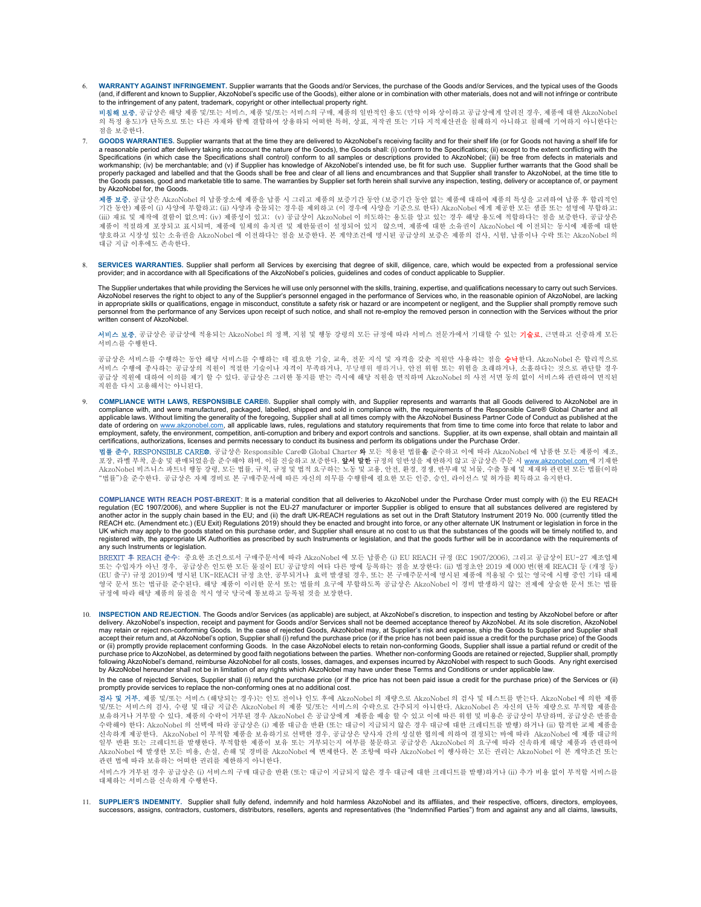6. **WARRANTY AGAINST INFRINGEMENT.** Supplier warrants that the Goods and/or Services, the purchase of the Goods and/or Services, and the typical uses of the Goods (and, if different and known to Supplier, AkzoNobel's specific use of the Goods), either alone or in combination with other materials, does not and will not infringe or contribute to the infringement of any patent, trademark, copyright or other intellectual property right.

   **비침해 보증.** 공급상은 해당 제품 및/또는 서비스, 제품 및/또는 서비스의 구매, 제품의 일반적인 용도 (만약 이와 상이하고 공급상에게 알려진 경우, 제품에 대한 AkzoNobel 의 특정 용도)가 단독으로 또는 다른 자재와 함께 결합하여 상용하되 어떠한 특허, 상표, 저작권 또는 기타 지적재산권을 침해하지 아니하고 침해에 기여하지 아니한다는 점을 보증한다.

7. **GOODS WARRANTIES.** Supplier warrants that at the time they are delivered to AkzoNobel's receiving facility and for their shelf life (or for Goods not having a shelf life for a reasonable period after delivery taking into account the nature of the Goods), the Goods shall: (i) conform to the Specifications; (ii) except to the extent conflicting with the Specifications (in which case the Specifications shall control) conform to all samples or descriptions provided to AkzoNobel; (iii) be free from defects in materials and workmanship; (iv) be merchantable; and (v) if Supplier has knowledge of AkzoNobel's intended use, be fit for such use. Supplier further warrants that the Good shall be properly packaged and labelled and that the Goods shall be free and clear of all liens and encumbrances and that Supplier shall transfer to AkzoNobel, at the time title to the Goods passes, good and marketable title to same. The warranties by Supplier set forth herein shall survive any inspection, testing, delivery or acceptance of, or payment by AkzoNobel for, the Goods.

   **제품 보증.** 공급상은 AkzoNobel 의 납품장소에 제품을 납품 시 그리고 제품의 보증기간 동안 (보증기간 동안 없는 제품에 대하여 제품의 특성을 고려하여 납품 후 합리적인 기간 동안) 제품이 (i) 사양에 부합하고; (ii) 사양과 충돌되는 경우를 제외하고 (이 경우에 사양을 기준으로 한다) AkzoNobel 에게 제공한 모든 샘플 또는 설명에 부합하고; (iii) 재료 및 제작에 결함이 없으며; (iv) 제품성이 있고; (v) 공급상이 AkzoNobel 이 의도하는 용도를 알고 있는 경우 해당 용도에 적합하다는 점을 보증한다. 공급상은 제품이 적절하게 포장되고 표시되며, 제품에 일체의 유치권 및 제한물권이 설정되어 있지 않으며, 제품에 대한 소유권이 AkzoNobel 에 이전되는 동시에 제품에 대한 양호하고 시장성 있는 소유권을 AkzoNobel 에 이전한다는 점을 보증한다. 본 계약조건에 명시된 공급상의 보증은 제품의 검사, 시험, 납품이나 수락 또는 AkzoNobel 의 대금 지급 이후에도 존속한다.

8. **SERVICES WARRANTIES.** Supplier shall perform all Services by exercising that degree of skill, diligence, care, which would be expected from a professional service provider; and in accordance with all Specifications of the AkzoNobel's policies, guidelines and codes of conduct applicable to Supplier.

   The Supplier undertakes that while providing the Services he will use only personnel with the skills, training, expertise, and qualifications necessary to carry out such Services. AkzoNobel reserves the right to object to any of the Supplier's personnel engaged in the performance of Services who, in the reasonable opinion of AkzoNobel, are lacking in appropriate skills or qualifications, engage in misconduct, constitute a safety risk or hazard or are incompetent or negligent, and the Supplier shall promptly remove such personnel from the performance of any Services upon receipt of such notice, and shall not re-employ the removed person in connection with the Services without the prior written consent of AkzoNobel.

   **서비스 보증.** 공급상은 공급상에 적용되는 AkzoNobel 의 정책, 지침 및 행동 강령의 모든 규정에 따라 서비스 전문가에서 기대할 수 있는 기술로, 근면하고 신중하게 모든 서비스를 수행한다.

   공급상은 서비스를 수행하는 동안 해당 서비스를 수행하는 데 필요한 기술, 교육, 전문 지식 및 자격을 갖춘 직원만 사용하는 점을 승낙한다. AkzoNobel 은 합리적으로 서비스 수행에 종사하는 공급상의 직원이 적절한 기술이나 자격이 부족하거나, 부당행위 행하거나, 안전 위험 또는 위험을 초래하거나, 소홀하다는 것으로 판단할 경우 공급상 직원에 대하여 이의를 제기 할 수 있다. 공급상은 그러한 통지를 받는 즉시에 해당 직원을 면직하며 AkzoNobel 의 사전 서면 동의 없이 서비스와 관련하여 면직된 직원을 다시 고용해서는 아니된다.

9. **COMPLIANCE WITH LAWS, RESPONSIBLE CARE®.** Supplier shall comply with, and Supplier represents and warrants that all Goods delivered to AkzoNobel are in compliance with, and were manufactured, packaged, labelled, shipped and sold in compliance with, the requirements of the Responsible Care® Global Charter and all applicable laws. Without limiting the generality of the foregoing, Supplier shall at all times comply with the AkzoNobel Business Partner Code of Conduct as published at the date of ordering on www.akzonobel.com, all applicable laws, rules, regulations and statutory requirements that from time to time come into force that relate to labor and employment, safety, the environment, competition, anti-corruption and bribery and export controls and sanctions. Supplier, at its own expense, shall obtain and maintain all certifications, authorizations, licenses and permits necessary to conduct its business and perform its obligations under the Purchase Order.

   **법률 준수, RESPONSIBLE CARE®.** 공급상은 Responsible Care® Global Charter 와 모든 적용된 법률을 준수하고 이에 따라 AkzoNobel 에 납품한 모든 제품이 제조, 포장, 라벨 부착, 운송 및 판매되었음을 준수해야 하며, 이를 진술하고 보증한다. **앞서 말한** 규정의 일반성을 제한하지 않고 공급상은 주문 시 www.akzonobel.com 에 기재한 AkzoNobel 비즈니스 파트너 행동 강령, 모든 법률, 규칙, 규정 및 법적 요구하는 노동 및 고용, 안전, 환경, 경쟁, 반부패 및 뇌물, 수출 통제 및 제재와 관련된 모든 법률(이하 "법률")을 준수한다. 공급상은 자체 경비로 본 구매주문서에 따른 자신의 의무를 수행함에 필요한 모든 인증, 승인, 라이선스 및 허가를 획득하고 유지한다.

   **COMPLIANCE WITH REACH POST-BREXIT:** It is a material condition that all deliveries to AkzoNobel under the Purchase Order must comply with (i) the EU REACH regulation (EC 1907/2006), and where Supplier is not the EU-27 manufacturer or importer Supplier is obliged to ensure that all substances delivered are registered by another actor in the supply chain based in the EU; and (ii) the draft UK-REACH regulations as set out in the Draft Statutory Instrument 2019 No. 000 (currently titled the REACH etc. (Amendment etc.) (EU Exit) Regulations 2019) should they be enacted and brought into force, or any other alternate UK Instrument or legislation in force in the UK which may apply to the goods stated on this purchase order, and Supplier shall ensure at no cost to us that the substances of the goods will be timely notified to, and registered with, the appropriate UK Authorities as prescribed by such Instruments or legislation, and that the goods further will be in accordance with the requirements of any such Instruments or legislation.

   **BREXIT 후 REACH 준수:** 중요한 조건으로서 구매주문서에 따라 AkzoNobel 에 모든 납품은 (i) EU REACH 규정 (EC 1907/2006), 그리고 공급상이 EU-27 제조업체 또는 수입자가 아닌 경우, 공급상은 인도한 모든 물질이 EU 공급망의 여타 다른 방에 등록하는 점을 보장한다; (ii) 법정초안 2019 제 000 번(현재 REACH 등 (개정 등) (EU 출구) 규정 2019)에 명시된 UK-REACH 규정 초안, 공부되거나 효력 발생될 경우, 또는 본 구매주문서에 명시된 제품에 적용될 수 있는 영국에 시행 중인 기타 대체 영국 문서 또는 법규를 준수된다. 해당 제품이 이러한 문서 또는 법률의 요구에 부합하도록 공급상은 AkzoNobel 이 경비 발생하지 않는 전제에 상술한 문서 또는 법률 규정에 따라 해당 제품의 물질을 적시 영국 당국에 통보하고 등록될 것을 보장한다.

10. **INSPECTION AND REJECTION.** The Goods and/or Services (as applicable) are subject, at AkzoNobel's discretion, to inspection and testing by AkzoNobel before or after delivery. AkzoNobel's inspection, receipt and payment for Goods and/or Services shall not be deemed acceptance thereof by AkzoNobel. At its sole discretion, AkzoNobel may retain or reject non-conforming Goods. In the case of rejected Goods, AkzoNobel may, at Supplier's risk and expense, ship the Goods to Supplier and Supplier shall accept their return and, at AkzoNobel's option, Supplier shall (i) refund the purchase price (or if the price has not been paid issue a credit for the purchase price) of the Goods or (ii) promptly provide replacement conforming Goods. In the case AkzoNobel elects to retain non-conforming Goods, Supplier shall issue a partial refund or credit of the purchase price to AkzoNobel, as determined by good faith negotiations between the parties. Whether non-conforming Goods are retained or rejected, Supplier shall, promptly following AkzoNobel's demand, reimburse AkzoNobel for all costs, losses, damages, and expenses incurred by AkzoNobel with respect to such Goods. Any right exercised by AkzoNobel hereunder shall not be in limitation of any rights which AkzoNobel may have under these Terms and Conditions or under applicable law.

    In the case of rejected Services, Supplier shall (i) refund the purchase price (or if the price has not been paid issue a credit for the purchase price) of the Services or (ii) promptly provide services to replace the non-conforming ones at no additional cost.

    **검사 및 거부.** 제품 및/또는 서비스 (해당되는 경우)는 인도 전이나 인도 후에 AkzoNobel 의 재량으로 AkzoNobel 의 검사 및 테스트를 받는다. AkzoNobel 에 의한 제품 및/또는 서비스의 검사, 수령 및 대금 지급은 AkzoNobel 의 제품 및/또는 서비스의 수락으로 간주되지 아니한다. AkzoNobel 은 자신의 단독 재량으로 부적합 제품을 보유하거나 거부할 수 있다. 제품의 수락이 거부된 경우 AkzoNobel 은 공급상에게 제품을 배송 할 수 있고 이에 따른 위험 및 비용은 공급상이 부담하며, 공급상은 반품을 수락해야 한다; AkzoNobel 의 선택에 따라 공급상은 (i) 제품 대금을 반환 (또는 대금이 지급되지 않은 경우 대금에 대한 크레디트를 발행) 하거나 (ii) 합격한 교체 제품을 신속하게 제공한다. AkzoNobel 이 부적합 제품을 보유하기로 선택한 경우, 공급상은 당사자 간의 성실한 협의에 의하여 결정되는 바에 따라 AkzoNobel 에 제품 대금의 일부 반환 또는 크레디트를 발행한다. 부적합한 제품이 보유 또는 거부되는지 여부를 불문하고 공급상은 AkzoNobel 의 요구에 따라 신속하게 해당 제품과 관련하여 AkzoNobel 에 발생한 모든 비용, 손실, 손해 및 경비를 AkzoNobel 에 변제한다. 본 조항에 따라 AkzoNobel 이 행사하는 모든 권리는 AkzoNobel 이 본 계약조건 또는 관련 법에 따라 보유하는 어떠한 권리를 제한하지 아니한다.

    서비스가 거부된 경우 공급상은 (i) 서비스의 구매 대금을 반환 (또는 대금이 지급되지 않은 경우 대금에 대한 크레디트를 발행)하거나 (ii) 추가 비용 없이 부적합 서비스를 대체하는 서비스를 신속하게 수행한다.

11. **SUPPLIER'S INDEMNITY.** Supplier shall fully defend, indemnify and hold harmless AkzoNobel and its affiliates, and their respective, officers, directors, employees, successors, assigns, contractors, customers, distributors, resellers, agents and representatives (the "Indemnified Parties") from and against any and all claims, lawsuits,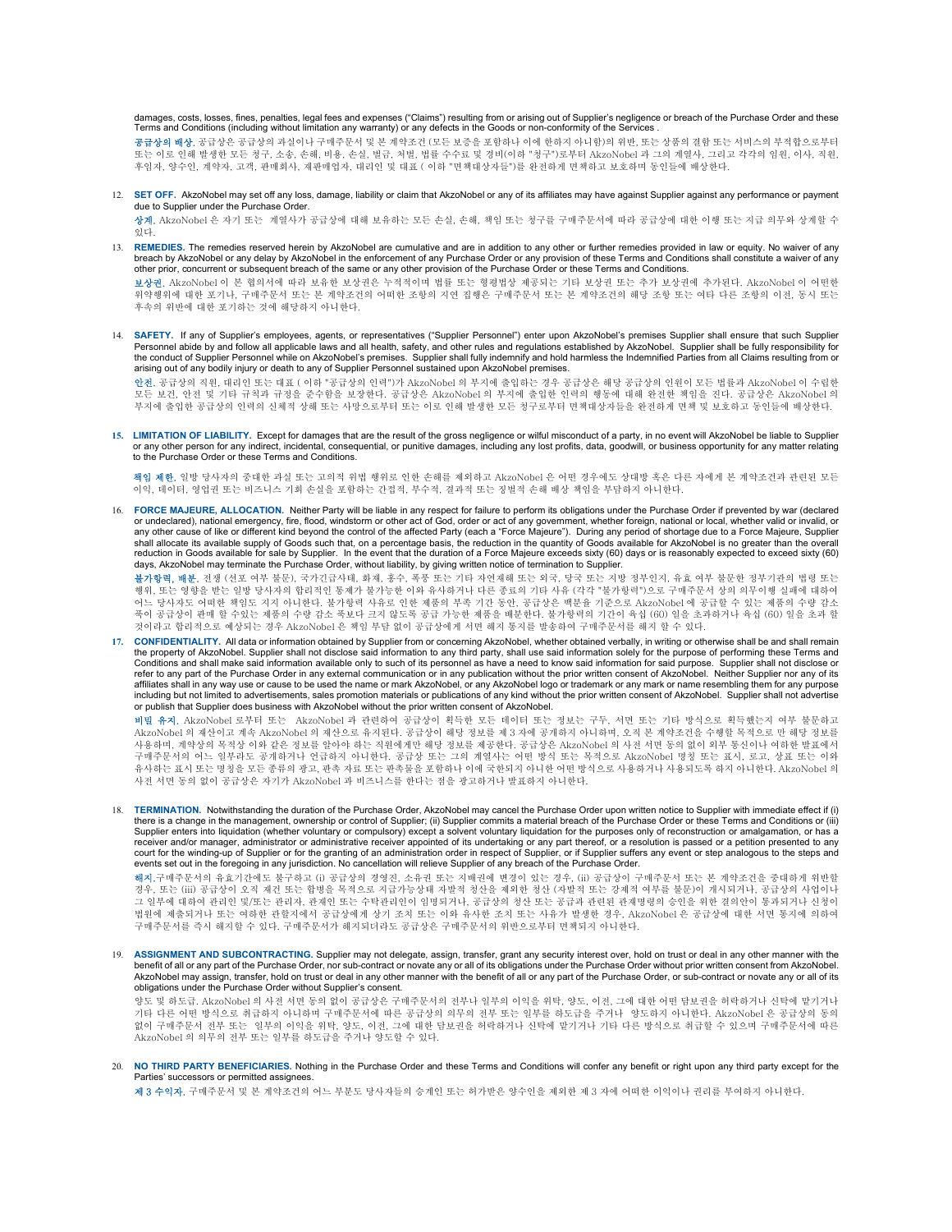damages, costs, losses, fines, penalties, legal fees and expenses ("Claims") resulting from or arising out of Supplier's negligence or breach of the Purchase Order and these Terms and Conditions (including without limitation any warranty) or any defects in the Goods or non-conformity of the Services .

**공급상의 배상.** 공급상은 공급상의 과실이나 구매주문서 및 본 계약조건 (모든 보증을 포함하나 이에 한하지 아니함)의 위반, 또는 상품의 결함 또는 서비스의 부적합으로부터 또는 이로 인해 발생한 모든 청구, 소송, 손해, 비용, 손실, 벌금, 처벌, 법률 수수료 및 경비(이하 "청구")로부터 AkzoNobel 과 그의 계열사, 그리고 각각의 임원, 이사, 직원, 후임자, 양수인, 계약자, 고객, 판매회사, 재판매업자, 대리인 및 대표 ( 이하 "면책대상자들")를 완전하게 면책하고 보호하며 동인들에 배상한다.

12. **SET OFF.** AkzoNobel may set off any loss, damage, liability or claim that AkzoNobel or any of its affiliates may have against Supplier against any performance or payment due to Supplier under the Purchase Order.

    **상계.** AkzoNobel 은 자기 또는 계열사가 공급상에 대해 보유하는 모든 손실, 손해, 책임 또는 청구를 구매주문서에 따라 공급상에 대한 이행 또는 지급 의무와 상계할 수 있다.

13. **REMEDIES.** The remedies reserved herein by AkzoNobel are cumulative and are in addition to any other or further remedies provided in law or equity. No waiver of any breach by AkzoNobel or any delay by AkzoNobel in the enforcement of any Purchase Order or any provision of these Terms and Conditions shall constitute a waiver of any other prior, concurrent or subsequent breach of the same or any other provision of the Purchase Order or these Terms and Conditions.

    **보상권.** AkzoNobel 이 본 협의서에 따라 보유한 보상권은 누적적이며 법률 또는 형평법상 제공되는 기타 보상권 또는 추가 보상권에 추가된다. AkzoNobel 이 어떠한 위약행위에 대한 포기나, 구매주문서 또는 본 계약조건의 어떠한 조항의 지연 집행은 구매주문서 또는 본 계약조건의 해당 조항 또는 여타 다른 조항의 이전, 동시 또는 후속의 위반에 대한 포기하는 것에 해당하지 아니한다.

14. **SAFETY.** If any of Supplier's employees, agents, or representatives ("Supplier Personnel") enter upon AkzoNobel's premises Supplier shall ensure that such Supplier Personnel abide by and follow all applicable laws and all health, safety, and other rules and regulations established by AkzoNobel. Supplier shall be fully responsibility for the conduct of Supplier Personnel while on AkzoNobel's premises. Supplier shall fully indemnify and hold harmless the Indemnified Parties from all Claims resulting from or arising out of any bodily injury or death to any of Supplier Personnel sustained upon AkzoNobel premises.

    **안전.** 공급상의 직원, 대리인 또는 대표 ( 이하 "공급상의 인력")가 AkzoNobel 의 부지에 출입하는 경우 공급상은 해당 공급상의 인원이 모든 법률과 AkzoNobel 이 수립한 모든 보건, 안전 및 기타 규칙과 규정을 준수함을 보장한다. 공급상은 AkzoNobel 의 부지에 출입한 인력의 행동에 대해 완전한 책임을 진다. 공급상은 AkzoNobel 의 부지에 출입한 공급상의 인력의 신체적 상해 또는 사망으로부터 또는 이로 인해 발생한 모든 청구로부터 면책대상자들을 완전하게 면책 및 보호하고 동인들에 배상한다.

15. **LIMITATION OF LIABILITY.** Except for damages that are the result of the gross negligence or wilful misconduct of a party, in no event will AkzoNobel be liable to Supplier or any other person for any indirect, incidental, consequential, or punitive damages, including any lost profits, data, goodwill, or business opportunity for any matter relating to the Purchase Order or these Terms and Conditions.

    **책임 제한.** 일방 당사자의 중대한 과실 또는 고의적 위법 행위로 인한 손해를 제외하고 AkzoNobel 은 어떤 경우에도 상대방 혹은 다른 자에게 본 계약조건과 관련된 모든 이익, 데이터, 영업권 또는 비즈니스 기회 손실을 포함하는 간접적, 부수적, 결과적 또는 징벌적 손해 배상 책임을 부담하지 아니한다.

16. **FORCE MAJEURE, ALLOCATION.** Neither Party will be liable in any respect for failure to perform its obligations under the Purchase Order if prevented by war (declared or undeclared), national emergency, fire, flood, windstorm or other act of God, order or act of any government, whether foreign, national or local, whether valid or invalid, or any other cause of like or different kind beyond the control of the affected Party (each a "Force Majeure"). During any period of shortage due to a Force Majeure, Supplier shall allocate its available supply of Goods such that, on a percentage basis, the reduction in the quantity of Goods available for AkzoNobel is no greater than the overall reduction in Goods available for sale by Supplier. In the event that the duration of a Force Majeure exceeds sixty (60) days or is reasonably expected to exceed sixty (60) days, AkzoNobel may terminate the Purchase Order, without liability, by giving written notice of termination to Supplier.

    **불가항력, 배분.** 전쟁 (선포 여부 불문), 국가긴급사태, 화재, 홍수, 폭풍 또는 기타 자연재해 또는 외국, 당국 또는 지방 정부인지, 유효 여부 불문한 정부기관의 법령 또는 행위, 또는 영향을 받는 일방 당사자의 합리적인 통제가 불가능한 이와 유사하거나 다른 종류의 기타 사유 (각각 "불가항력")으로 구매주문서 상의 의무이행 실패에 대하여 어느 당사자도 어떠한 책임도 지지 아니한다. 불가항력 사유로 인한 제품의 부족 기간 동안, 공급상은 백분율 기준으로 AkzoNobel 에 공급할 수 있는 제품의 수량 감소 폭이 공급상이 판매 할 수있는 제품의 수량 감소 폭보다 크지 않도록 공급 가능한 제품을 배분한다. 불가항력의 기간이 육십 (60) 일을 초과하거나 육십 (60) 일을 초과 할 것이라고 합리적으로 예상되는 경우 AkzoNobel 은 책임 부담 없이 공급상에게 서면 해지 통지를 발송하여 구매주문서를 해지 할 수 있다.

17. **CONFIDENTIALITY.** All data or information obtained by Supplier from or concerning AkzoNobel, whether obtained verbally, in writing or otherwise shall be and shall remain the property of AkzoNobel. Supplier shall not disclose said information to any third party, shall use said information solely for the purpose of performing these Terms and Conditions and shall make said information available only to such of its personnel as have a need to know said information for said purpose. Supplier shall not disclose or refer to any part of the Purchase Order in any external communication or in any publication without the prior written consent of AkzoNobel. Neither Supplier nor any of its affiliates shall in any way use or cause to be used the name or mark AkzoNobel, or any AkzoNobel logo or trademark or any mark or name resembling them for any purpose including but not limited to advertisements, sales promotion materials or publications of any kind without the prior written consent of AkzoNobel. Supplier shall not advertise or publish that Supplier does business with AkzoNobel without the prior written consent of AkzoNobel.

    **비밀 유지.** AkzoNobel 로부터 또는 AkzoNobel 과 관련하여 공급상이 획득한 모든 데이터 또는 정보는 구두, 서면 또는 기타 방식으로 획득했는지 여부 불문하고 AkzoNobel 의 재산이고 계속 AkzoNobel 의 재산으로 유지된다. 공급상이 해당 정보를 제 3 자에 공개하지 아니하며, 오직 본 계약조건을 수행할 목적으로 만 해당 정보를 사용하며, 계약상의 목적상 이와 같은 정보를 알아야 하는 직원에게만 해당 정보를 제공한다. 공급상은 AkzoNobel 의 사전 서면 동의 없이 외부 통신이나 여하한 발표에서 구매주문서의 어느 일부라도 공개하거나 언급하지 아니한다. 공급상 또는 그의 계열사는 어떤 방식 또는 목적으로 AkzoNobel 명칭 또는 표시, 로고, 상표 또는 이와 유사하는 표시 또는 명칭을 모든 종류의 광고, 판촉 자료 또는 판촉물을 포함하나 이에 국한되지 아니한 어떤 방식으로 사용하거나 사용되도록 하지 아니한다. AkzoNobel 의 사전 서면 동의 없이 공급상은 자기가 AkzoNobel 과 비즈니스를 한다는 점을 광고하거나 발표하지 아니한다.

18. **TERMINATION.** Notwithstanding the duration of the Purchase Order, AkzoNobel may cancel the Purchase Order upon written notice to Supplier with immediate effect if (i) there is a change in the management, ownership or control of Supplier; (ii) Supplier commits a material breach of the Purchase Order or these Terms and Conditions or (iii) Supplier enters into liquidation (whether voluntary or compulsory) except a solvent voluntary liquidation for the purposes only of reconstruction or amalgamation, or has a receiver and/or manager, administrator or administrative receiver appointed of its undertaking or any part thereof, or a resolution is passed or a petition presented to any court for the winding-up of Supplier or for the granting of an administration order in respect of Supplier, or if Supplier suffers any event or step analogous to the steps and events set out in the foregoing in any jurisdiction. No cancellation will relieve Supplier of any breach of the Purchase Order.

    **해지.** 구매주문서의 유효기간에도 불구하고 (i) 공급상의 경영진, 소유권 또는 지배권에 변경이 있는 경우, (ii) 공급상이 구매주문서 또는 본 계약조건을 중대하게 위반할 경우, 또는 (iii) 공급상이 오직 재건 또는 합병을 목적으로 지급가능상태 자발적 청산을 제외한 청산 (자발적 또는 강제적 여부를 불문)이 개시되거나, 공급상의 사업이나 그 일부에 대하여 관리인 및/또는 관리자, 관재인 또는 수탁관리인이 임명되거나, 공급상의 청산 또는 공급과 관련된 관재명령의 승인을 위한 결의안이 통과되거나 신청이 법원에 제출되거나 또는 여하한 관할지에서 공급상에게 상기 조치 또는 이와 유사한 조치 또는 사유가 발생한 경우, AkzoNobel 은 공급상에 대한 서면 통지에 의하여 구매주문서를 즉시 해지할 수 있다. 구매주문서가 해지되더라도 공급상은 구매주문서의 위반으로부터 면책되지 아니한다.

19. **ASSIGNMENT AND SUBCONTRACTING.** Supplier may not delegate, assign, transfer, grant any security interest over, hold on trust or deal in any other manner with the benefit of all or any part of the Purchase Order, nor sub-contract or novate any or all of its obligations under the Purchase Order without prior written consent from AkzoNobel. AkzoNobel may assign, transfer, hold on trust or deal in any other manner with the benefit of all or any part of the Purchase Order, or sub-contract or novate any or all of its obligations under the Purchase Order without Supplier's consent.

    양도 및 하도급. AkzoNobel 의 사전 서면 동의 없이 공급상은 구매주문서의 전부나 일부의 이익을 위탁, 양도, 이전, 그에 대한 어떤 담보권을 허락하거나 신탁에 맡기거나 기타 다른 어떤 방식으로 취급하지 아니하며 구매주문서에 따른 공급상의 의무의 전부 또는 일부를 하도급을 주거나 양도하지 아니한다. AkzoNobel 은 공급상의 동의 없이 구매주문서 전부 또는 일부의 이익을 위탁, 양도, 이전, 그에 대한 담보권을 허락하거나 신탁에 맡기거나 기타 다른 방식으로 취급할 수 있으며 구매주문서에 따른 AkzoNobel 의 의무의 전부 또는 일부를 하도급을 주거나 양도할 수 있다.

20. **NO THIRD PARTY BENEFICIARIES.** Nothing in the Purchase Order and these Terms and Conditions will confer any benefit or right upon any third party except for the Parties' successors or permitted assignees.

    **제 3 수익자.** 구매주문서 및 본 계약조건의 어느 부분도 당사자들의 승계인 또는 허가받은 양수인을 제외한 제 3 자에 어떠한 이익이나 권리를 부여하지 아니한다.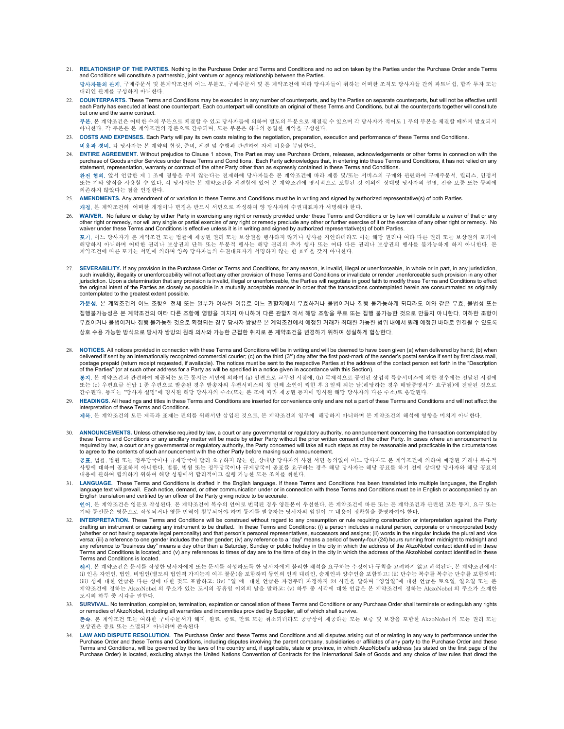21. **RELATIONSHIP OF THE PARTIES.** Nothing in the Purchase Order and Terms and Conditions and no action taken by the Parties under the Purchase Order ande Terms and Conditions will constitute a partnership, joint venture or agency relationship between the Parties.

    **당사자들의 관계.** 구매주문서 및 본계약조건의 어느 부분도, 구매주문서 및 본 계약조건에 따라 당사자들이 취하는 어떠한 조치도 당사자들 간의 파트너쉽, 합작 투자 또는 대리인 관계를 구성하지 아니한다.

22. **COUNTERPARTS.** These Terms and Conditions may be executed in any number of counterparts, and by the Parties on separate counterparts, but will not be effective until each Party has executed at least one counterpart. Each counterpart will constitute an original of these Terms and Conditions, but all the counterparts together will constitute but one and the same contract.

    **부본.** 본 계약조건은 어떠한 수의 부본으로 체결할 수 있고 당사자들에 의하여 별도의 부본으로 체결될 수 있으며 각 당사자가 적어도 1 부의 부본을 체결할 때까지 발효되지 아니한다. 각 부본은 본 계약조건의 정본으로 간주되며, 모든 부본은 하나의 동일한 계약을 구성한다.

23. **COSTS AND EXPENSES.** Each Party will pay its own costs relating to the negotiation, preparation, execution and performance of these Terms and Conditions.

    **비용과 경비.** 각 당사자는 본 계약의 협상, 준비, 체결 및 수행과 관련하여 자체 비용을 부담한다.

24. **ENTIRE AGREEMENT.** Without prejudice to Clause 1 above, The Parties may use Purchase Orders, releases, acknowledgements or other forms in connection with the purchase of Goods and/or Services under these Terms and Conditions. Each Party acknowledges that, in entering into these Terms and Conditions, it has not relied on any statement, representation, warranty or contract of the other Party other than as expressly contained in these Terms and Conditions.

    **완전 협의.** 앞서 언급한 제 1 조에 영향을 주지 않는다는 전제하에 당사자들은 본 계약조건에 따라 제품 및/또는 서비스의 구매와 관련하여 구매주문서, 릴리스, 인정서 또는 기타 양식을 사용할 수 있다. 각 당사자는 본 계약조건을 체결함에 있어 본 계약조건에 명시적으로 포함된 것 이외에 상대방 당사자의 설명, 진술 보증 또는 동의에 의존하지 않았다는 점을 인정한다.

25. **AMENDMENTS.** Any amendment of or variation to these Terms and Conditions must be in writing and signed by authorized representative(s) of both Parties.

    **개정.** 본 계약조건의 어떠한 개정이나 변경은 반드시 서면으로 작성하여 양 당사자의 수권대표자가 서명해야 한다.

26. **WAIVER.** No failure or delay by either Party in exercising any right or remedy provided under these Terms and Conditions or by law will constitute a waiver of that or any other right or remedy, nor will any single or partial exercise of any right or remedy preclude any other or further exercise of it or the exercise of any other right or remedy. No waiver under these Terms and Conditions is effective unless it is in writing and signed by authorized representative(s) of both Parties.

    **포기.** 어느 당사자가 본 계약조건 또는 법률에 제공된 권리 또는 보상권을 행사하지 않거나 행사를 지연하더라도 이는 해당 권리나 여타 다른 권리 또는 보상권의 포기에 해당하지 아니하며 어떠한 권리나 보상권의 단독 또는 부분적 행사는 해당 권리의 추가 행사 또는 여타 다른 권리나 보상권의 행사를 불가능하게 하지 아니한다. 본 계약조건에 따른 포기는 서면에 의하며 양쪽 당사자들의 수권대표자가 서명하지 않는 한 효력을 갖지 아니한다.

27. **SEVERABILITY.** If any provision in the Purchase Order or Terms and Conditions, for any reason, is invalid, illegal or unenforceable, in whole or in part, in any jurisdiction, such invalidity, illegality or unenforceability will not affect any other provision of these Terms and Conditions or invalidate or render unenforceable such provision in any other jurisdiction. Upon a determination that any provision is invalid, illegal or unenforceable, the Parties will negotiate in good faith to modify these Terms and Conditions to effect the original intent of the Parties as closely as possible in a mutually acceptable manner in order that the transactions contemplated herein are consummated as originally contemplated to the greatest extent possible.

    **가분성.** 본 계약조건의 어느 조항의 전체 또는 일부가 여하한 이유로 어느 관할지에서 무효하거나 불법이거나 집행 불가능하게 되더라도 이와 같은 무효, 불법성 또는 집행불가능성은 본 계약조건의 여타 다른 조항에 영향을 미치지 아니하며 다른 관할지에서 해당 조항을 무효 또는 집행 불가능한 것으로 만들지 아니한다. 여하한 조항이 무효이거나 불법이거나 집행 불가능한 것으로 확정되는 경우 당사자 쌍방은 본 계약조건에서 예정된 거래가 최대한 가능한 범위 내에서 원래 예정된 바대로 완결될 수 있도록 상호 수용 가능한 방식으로 당사자 쌍방의 원래 의사와 가능한 근접한 취지로 본 계약조건을 변경하기 위하여 성실하게 협상한다.

28. **NOTICES.** All notices provided in connection with these Terms and Conditions will be in writing and will be deemed to have been given (a) when delivered by hand; (b) when delivered if sent by an internationally recognized commercial courier; (c) on the third (3rd) day after the first post-mark of the sender's postal service if sent by first class mail, postage prepaid (return receipt requested, if available). The notices must be sent to the respective Parties at the address of the contact person set forth in the "Description of the Parties" (or at such other address for a Party as will be specified in a notice given in accordance with this Section).

    **통지.** 본 계약조건과 관련하여 제공되는 모든 통지는 서면에 의하며 (a) 인편으로 교부된 시점에, (b) 국제적으로 공인된 상업적 특송서비스에 의한 경우에는 전달된 시점에 또는 (c) 우편요금 선납 1 종 우편으로 발송된 경우 발송자의 우편서비스의 첫 번째 소인이 찍힌 후 3 일째 되는 날(해당하는 경우 배달증명서가 요구됨)에 전달된 것으로 간주된다. 통지는 "당사자 설명"에 명시된 해당 당사자의 주소(또는 본 조에 따라 제공된 통지에 명시된 해당 당사자의 다른 주소)로 송달된다.

29. **HEADINGS.** All headings and titles in these Terms and Conditions are inserted for convenience only and are not a part of these Terms and Conditions and will not affect the interpretation of these Terms and Conditions.

    **제목.** 본 계약조건의 모든 제목과 표제는 편의를 위해서만 삽입된 것으로, 본 계약조건의 일부에 해당하지 아니하며 본 계약조건의 해석에 영향을 미치지 아니한다.

30. **ANNOUNCEMENTS.** Unless otherwise required by law, a court or any governmental or regulatory authority, no announcement concerning the transaction contemplated by these Terms and Conditions or any ancillary matter will be made by either Party without the prior written consent of the other Party. In cases where an announcement is required by law, a court or any governmental or regulatory authority, the Party concerned will take all such steps as may be reasonable and practicable in the circumstances to agree to the contents of such announcement with the other Party before making such announcement.

    **공표.** 법률, 법원 또는 정부당국이나 규제당국이 달리 요구하지 않는 한, 상대방 당사자의 사전 서면 동의없이 어느 당사자도 본 계약조건에 의하여 예정된 거래나 부수적 사항에 대하여 공표하지 아니한다. 법률, 법원 또는 정부당국이나 규제당국이 공표를 요구하는 경우 해당 당사자는 해당 공표를 하기 전에 상대방 당사자와 해당 공표의 내용에 관하여 협의하기 위하여 해당 상황에서 합리적이고 실행 가능한 모든 조치를 취한다.

31. **LANGUAGE.** These Terms and Conditions is drafted in the English language. If these Terms and Conditions has been translated into multiple languages, the English language text will prevail. Each notice, demand, or other communication under or in connection with these Terms and Conditions must be in English or accompanied by an English translation and certified by an officer of the Party giving notice to be accurate.

    **언어.** 본 계약조건은 영문로 작성된다. 본 계약조건이 복수의 언어로 번역된 경우 영문본이 우선한다. 본 계약조건에 따른 또는 본 계약조건과 관련된 모든 통지, 요구 또는 기타 통신문은 영문으로 작성되거나 영문 번역이 첨부되어야 하며 통지를 발송하는 당사자의 임원이 그 내용이 정확함을 증명하여야 한다.

32. **INTERPRETATION.** These Terms and Conditions will be construed without regard to any presumption or rule requiring construction or interpretation against the Party drafting an instrument or causing any instrument to be drafted. In these Terms and Conditions: (i) a person includes a natural person, corporate or unincorporated body (whether or not having separate legal personality) and that person's personal representatives, successors and assigns; (ii) words in the singular include the plural and vice versa; (iii) a reference to one gender includes the other gender; (iv) any reference to a "day" means a period of twenty-four (24) hours running from midnight to midnight and any reference to "business day" means a day other than a Saturday, Sunday or public holiday in the city in which the address of the AkzoNobel contact identified in these Terms and Conditions is located; and (v) any references to times of day are to the time of day in the city in which the address of the AkzoNobel contact identified in these Terms and Conditions is located.

    **해석.** 본 계약조건은 문서를 작성한 당사자에게 또는 문서를 작성하도록 한 당사자에게 불리한 해석을 요구하는 추정이나 규칙을 고려하지 않고 해석된다. 본 계약조건에서: (i) 인은 자연인, 법인, 비법인(별도의 법인격 가지는지 여부 불문)을 포함하며 동인의 인적 대리인, 승계인과 양수인을 포함하고; (ii) 단수는 복수를 복수는 단수를 포함하며; (iii) 성에 대한 언급은 다른 성에 대한 것도 포함하고; (iv) "일"에 대한 언급은 자정부터 자정까지 24 시간을 말하며 "영업일"에 대한 언급은 토요일, 일요일 또는 본 계약조건에 정하는 AkzoNobel 의 주소가 있는 도시의 공휴일 이외의 날을 말하고; (v) 하루 중 시각에 대한 언급은 본 계약조건에 정하는 AkzoNobel 의 주소가 소재한 도시의 하루 중 시각을 말한다.

33. **SURVIVAL.** No termination, completion, termination, expiration or cancellation of these Terms and Conditions or any Purchase Order shall terminate or extinguish any rights or remedies of AkzoNobel, including all warranties and indemnities provided by Supplier, all of which shall survive.

    **존속.** 본 계약조건 또는 여하한 구매주문서가 해지, 완료, 종료, 만료 또는 취소되더라도 공급상이 제공하는 모든 보증 및 보장을 포함한 AkzoNobel 의 모든 권리 또는 보상권은 종료 또는 소멸되지 아니하며 존속된다

34. **LAW AND DISPUTE RESOLUTION.** The Purchase Order and these Terms and Conditions and all disputes arising out of or relating in any way to performance under the Purchase Order and these Terms and Conditions, including disputes involving the parent company, subsidiaries or affiliates of any party to the Purchase Order and these Terms and Conditions, will be governed by the laws of the country and, if applicable, state or province, in which AkzoNobel's address (as stated on the first page of the Purchase Order) is located, excluding always the United Nations Convention of Contracts for the International Sale of Goods and any choice of law rules that direct the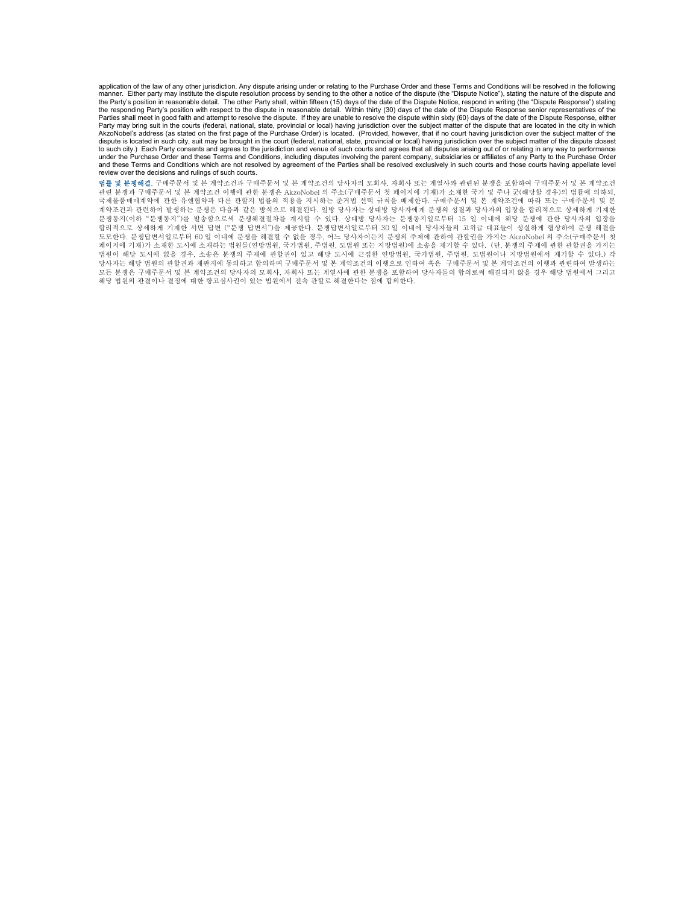application of the law of any other jurisdiction. Any dispute arising under or relating to the Purchase Order and these Terms and Conditions will be resolved in the following manner. Either party may institute the dispute resolution process by sending to the other a notice of the dispute (the "Dispute Notice"), stating the nature of the dispute and the Party's position in reasonable detail. The other Party shall, within fifteen (15) days of the date of the Dispute Notice, respond in writing (the "Dispute Response") stating the responding Party's position with respect to the dispute in reasonable detail. Within thirty (30) days of the date of the Dispute Response senior representatives of the Parties shall meet in good faith and attempt to resolve the dispute. If they are unable to resolve the dispute within sixty (60) days of the date of the Dispute Response, either Party may bring suit in the courts (federal, national, state, provincial or local) having jurisdiction over the subject matter of the dispute that are located in the city in which AkzoNobel's address (as stated on the first page of the Purchase Order) is located. (Provided, however, that if no court having jurisdiction over the subject matter of the dispute is located in such city, suit may be brought in the court (federal, national, state, provincial or local) having jurisdiction over the subject matter of the dispute closest to such city.) Each Party consents and agrees to the jurisdiction and venue of such courts and agrees that all disputes arising out of or relating in any way to performance under the Purchase Order and these Terms and Conditions, including disputes involving the parent company, subsidiaries or affiliates of any Party to the Purchase Order and these Terms and Conditions which are not resolved by agreement of the Parties shall be resolved exclusively in such courts and those courts having appellate level review over the decisions and rulings of such courts.

**법률 및 분쟁해결**. 구매주문서 및 본 계약조건과 구매주문서 및 본 계약조건의 당사자의 모회사, 자회사 또는 계열사와 관련된 분쟁을 포함하여 구매주문서 및 본 계약조건 관련 분쟁과 구매주문서 및 본 계약조건 이행에 관한 분쟁은 AkzoNobel 의 주소(구매주문서 첫 페이지에 기재)가 소재한 국가 및 주나 군(해당할 경우)의 법률에 의하되, 국제물품매매계약에 관한 유엔협약과 다른 관할지 법률의 적용을 지시하는 준거법 선택 규칙을 배제한다. 구매주문서 및 본 계약조건에 따라 또는 구매주문서 및 본 계약조건과 관련하여 발생하는 분쟁은 다음과 같은 방식으로 해결된다. 일방 당사자는 상대방 당사자에게 분쟁의 성질과 당사자의 입장을 합리적으로 상세하게 기재한 분쟁통지(이하 "분쟁통지")를 발송함으로써 분쟁해결절차를 개시할 수 있다. 상대방 당사자는 분쟁통지일로부터 15 일 이내에 해당 분쟁에 관한 당사자의 입장을 합리적으로 상세하게 기재한 서면 답변 ("분쟁 답변서")을 제공한다. 분쟁답변서일로부터 30 일 이내에 당사자들의 고위급 대표들이 성실하게 협상하여 분쟁 해결을 도모한다. 분쟁답변서일로부터 60 일 이내에 분쟁을 해결할 수 없을 경우, 어느 당사자이든지 분쟁의 주제에 관하여 관할권을 가지는 AkzoNobel 의 주소(구매주문서 첫 페이지에 기재)가 소재한 도시에 소재하는 법원들(연방법원, 국가법원, 주법원, 도법원 또는 지방법원)에 소송을 제기할 수 있다. (단, 분쟁의 주제에 관한 관할권을 가지는 법원이 해당 도시에 없을 경우, 소송은 분쟁의 주제에 관할권이 있고 해당 도시에 근접한 연방법원, 국가법원, 주법원, 도법원이나 지방법원에서 제기할 수 있다.) 각 당사자는 해당 법원의 관할권과 재판지에 동의하고 합의하며 구매주문서 및 본 계약조건의 이행으로 인하여 혹은 구매주문서 및 본 계약조건의 이행과 관련하여 발생하는 모든 분쟁은 구매주문서 및 본 계약조건의 당사자의 모회사, 자회사 또는 계열사에 관한 분쟁을 포함하여 당사자들의 합의로써 해결되지 않을 경우 해당 법원에서 그리고 해당 법원의 판결이나 결정에 대한 항고심사권이 있는 법원에서 전속 관할로 해결한다는 점에 합의한다.